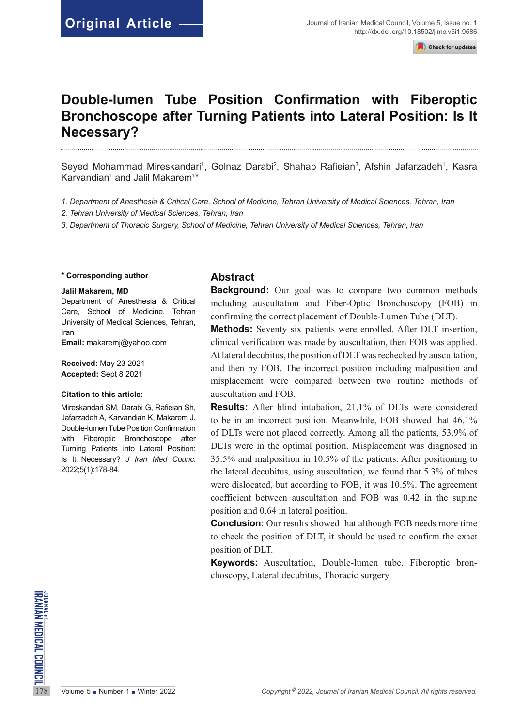Original Article

# Double-lumen Tube Position Confirmation with Fiberoptic Bronchoscope after Turning Patients into Lateral Position: Is It Necessary?

Seyed Mohammad Mireskandari[1], Golnaz Darabi[2], Shahab Rafieian[3], Afshin Jafarzadeh[1], Kasra Karvandian[1] and Jalil Makarem[1]*

*1. Department of Anesthesia & Critical Care, School of Medicine, Tehran University of Medical Sciences, Tehran, Iran*

*2. Tehran University of Medical Sciences, Tehran, Iran*

*3. Department of Thoracic Surgery, School of Medicine, Tehran University of Medical Sciences, Tehran, Iran*

**\* Corresponding author**

**Jalil Makarem, MD**

Department of Anesthesia & Critical Care, School of Medicine, Tehran University of Medical Sciences, Tehran, Iran

**Email:** makaremj@yahoo.com

**Received:** May 23 2021

**Accepted:** Sept 8 2021

**Citation to this article:**

Mireskandari SM, Darabi G, Rafieian Sh, Jafarzadeh A, Karvandian K, Makarem J. Double-lumen Tube Position Confirmation with Fiberoptic Bronchoscope after Turning Patients into Lateral Position: Is It Necessary? *J Iran Med Counc.* 2022;5(1):178-84.

## Abstract

**Background:** Our goal was to compare two common methods including auscultation and Fiber-Optic Bronchoscopy (FOB) in confirming the correct placement of Double-Lumen Tube (DLT).

**Methods:** Seventy six patients were enrolled. After DLT insertion, clinical verification was made by auscultation, then FOB was applied. At lateral decubitus, the position of DLT was rechecked by auscultation, and then by FOB. The incorrect position including malposition and misplacement were compared between two routine methods of auscultation and FOB.

**Results:** After blind intubation, 21.1% of DLTs were considered to be in an incorrect position. Meanwhile, FOB showed that 46.1% of DLTs were not placed correctly. Among all the patients, 53.9% of DLTs were in the optimal position. Misplacement was diagnosed in 35.5% and malposition in 10.5% of the patients. After positioning to the lateral decubitus, using auscultation, we found that 5.3% of tubes were dislocated, but according to FOB, it was 10.5%. The agreement coefficient between auscultation and FOB was 0.42 in the supine position and 0.64 in lateral position.

**Conclusion:** Our results showed that although FOB needs more time to check the position of DLT, it should be used to confirm the exact position of DLT.

**Keywords:** Auscultation, Double-lumen tube, Fiberoptic bronchoscopy, Lateral decubitus, Thoracic surgery

Copyright © 2022, Journal of Iranian Medical Council. All rights reserved.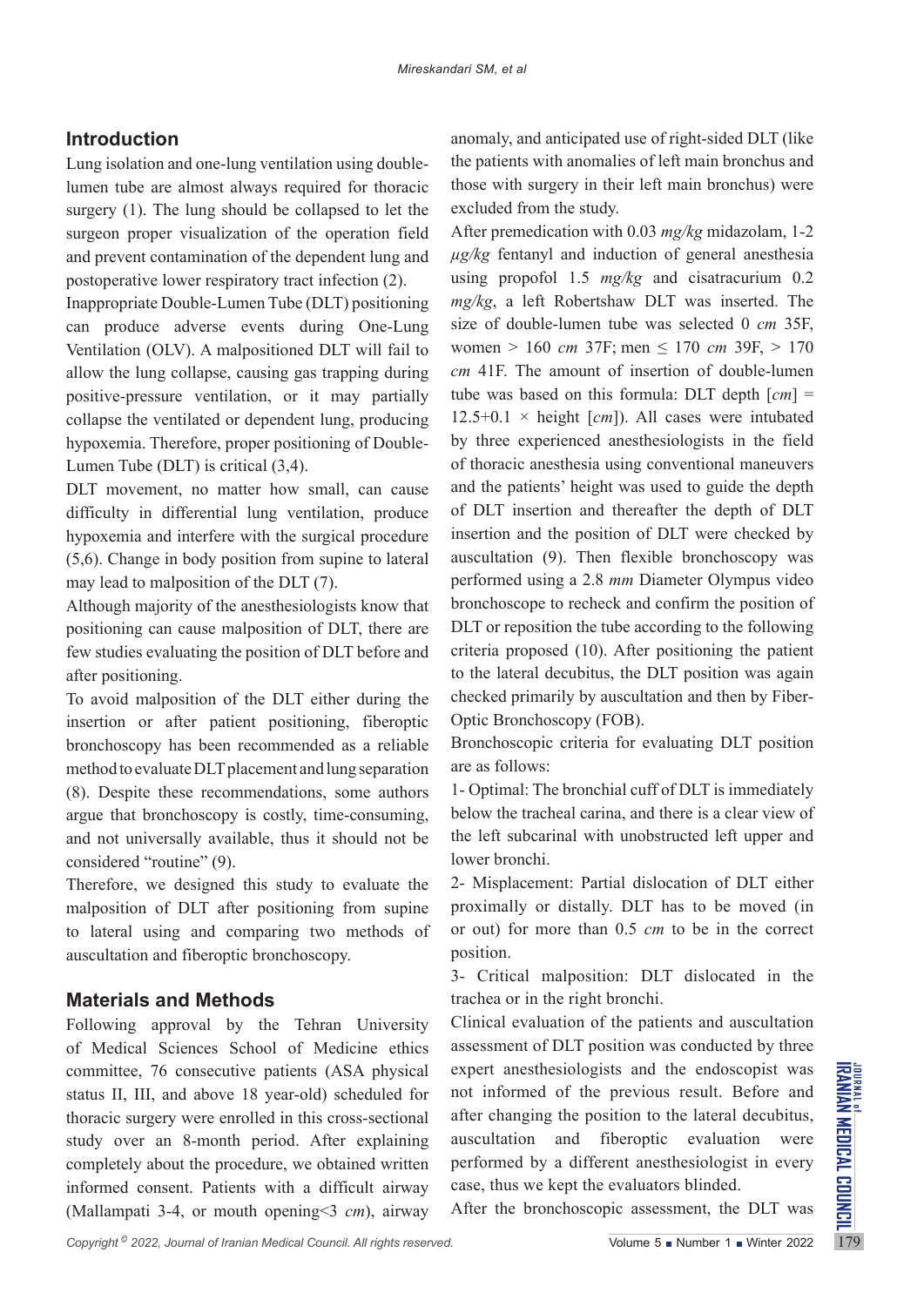## Introduction

Lung isolation and one-lung ventilation using double-lumen tube are almost always required for thoracic surgery (1). The lung should be collapsed to let the surgeon proper visualization of the operation field and prevent contamination of the dependent lung and postoperative lower respiratory tract infection (2).

Inappropriate Double-Lumen Tube (DLT) positioning can produce adverse events during One-Lung Ventilation (OLV). A malpositioned DLT will fail to allow the lung collapse, causing gas trapping during positive-pressure ventilation, or it may partially collapse the ventilated or dependent lung, producing hypoxemia. Therefore, proper positioning of Double-Lumen Tube (DLT) is critical (3,4).

DLT movement, no matter how small, can cause difficulty in differential lung ventilation, produce hypoxemia and interfere with the surgical procedure (5,6). Change in body position from supine to lateral may lead to malposition of the DLT (7).

Although majority of the anesthesiologists know that positioning can cause malposition of DLT, there are few studies evaluating the position of DLT before and after positioning.

To avoid malposition of the DLT either during the insertion or after patient positioning, fiberoptic bronchoscopy has been recommended as a reliable method to evaluate DLT placement and lung separation (8). Despite these recommendations, some authors argue that bronchoscopy is costly, time-consuming, and not universally available, thus it should not be considered "routine" (9).

Therefore, we designed this study to evaluate the malposition of DLT after positioning from supine to lateral using and comparing two methods of auscultation and fiberoptic bronchoscopy.

## Materials and Methods

Following approval by the Tehran University of Medical Sciences School of Medicine ethics committee, 76 consecutive patients (ASA physical status II, III, and above 18 year-old) scheduled for thoracic surgery were enrolled in this cross-sectional study over an 8-month period. After explaining completely about the procedure, we obtained written informed consent. Patients with a difficult airway (Mallampati 3-4, or mouth opening<3 *cm*), airway anomaly, and anticipated use of right-sided DLT (like the patients with anomalies of left main bronchus and those with surgery in their left main bronchus) were excluded from the study.

After premedication with 0.03 *mg/kg* midazolam, 1-2 *μg/kg* fentanyl and induction of general anesthesia using propofol 1.5 *mg/kg* and cisatracurium 0.2 *mg/kg*, a left Robertshaw DLT was inserted. The size of double-lumen tube was selected 0 *cm* 35F, women > 160 *cm* 37F; men ≤ 170 *cm* 39F, > 170 *cm* 41F. The amount of insertion of double-lumen tube was based on this formula: DLT depth [*cm*] = 12.5+0.1 × height [*cm*]). All cases were intubated by three experienced anesthesiologists in the field of thoracic anesthesia using conventional maneuvers and the patients' height was used to guide the depth of DLT insertion and thereafter the depth of DLT insertion and the position of DLT were checked by auscultation (9). Then flexible bronchoscopy was performed using a 2.8 *mm* Diameter Olympus video bronchoscope to recheck and confirm the position of DLT or reposition the tube according to the following criteria proposed (10). After positioning the patient to the lateral decubitus, the DLT position was again checked primarily by auscultation and then by Fiber-Optic Bronchoscopy (FOB).

Bronchoscopic criteria for evaluating DLT position are as follows:

1- Optimal: The bronchial cuff of DLT is immediately below the tracheal carina, and there is a clear view of the left subcarinal with unobstructed left upper and lower bronchi.

2- Misplacement: Partial dislocation of DLT either proximally or distally. DLT has to be moved (in or out) for more than 0.5 *cm* to be in the correct position.

3- Critical malposition: DLT dislocated in the trachea or in the right bronchi.

Clinical evaluation of the patients and auscultation assessment of DLT position was conducted by three expert anesthesiologists and the endoscopist was not informed of the previous result. Before and after changing the position to the lateral decubitus, auscultation and fiberoptic evaluation were performed by a different anesthesiologist in every case, thus we kept the evaluators blinded.

After the bronchoscopic assessment, the DLT was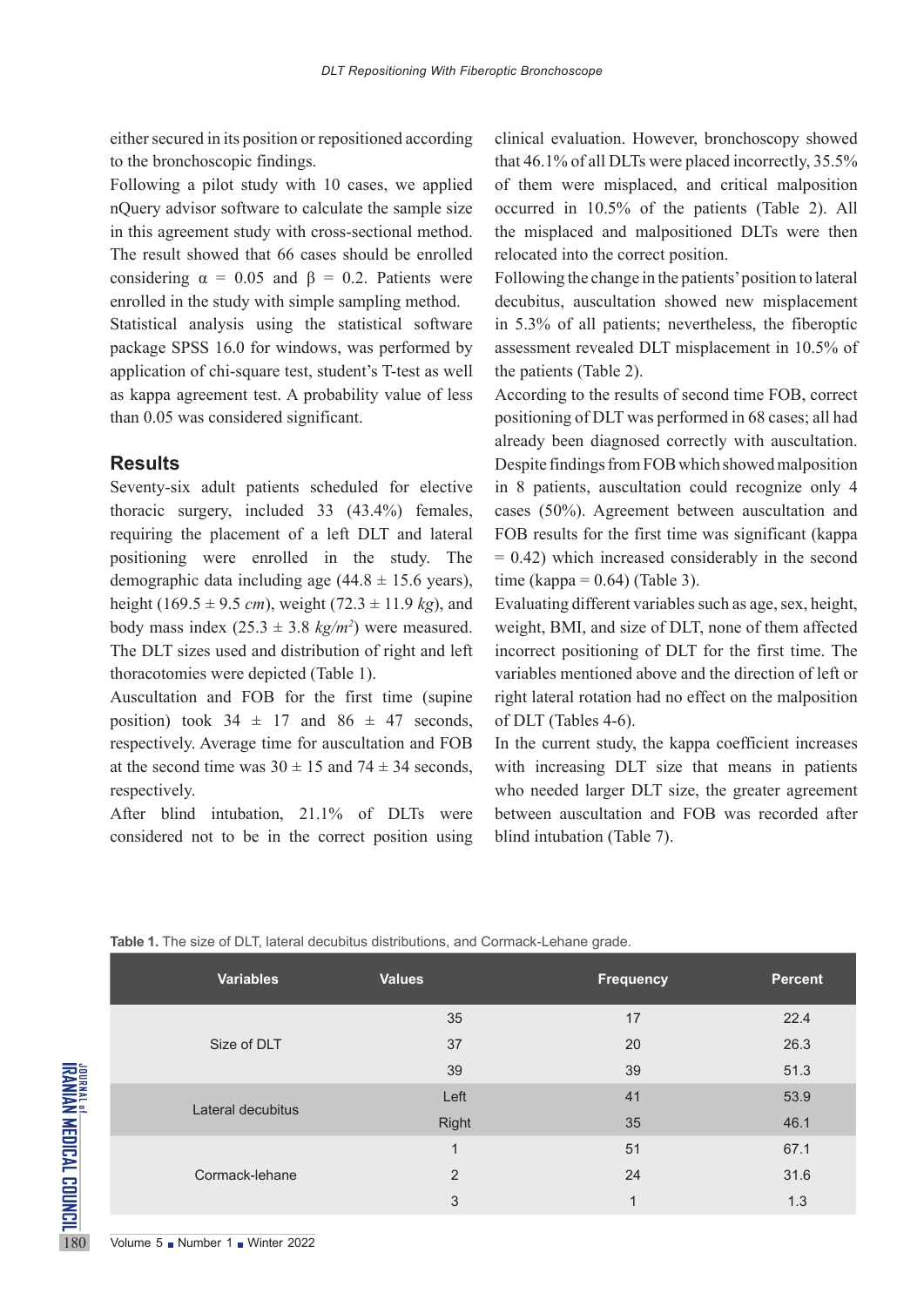either secured in its position or repositioned according to the bronchoscopic findings.

Following a pilot study with 10 cases, we applied nQuery advisor software to calculate the sample size in this agreement study with cross-sectional method. The result showed that 66 cases should be enrolled considering $\alpha = 0.05$ and $\beta = 0.2$. Patients were enrolled in the study with simple sampling method.

Statistical analysis using the statistical software package SPSS 16.0 for windows, was performed by application of chi-square test, student's T-test as well as kappa agreement test. A probability value of less than 0.05 was considered significant.

## Results

Seventy-six adult patients scheduled for elective thoracic surgery, included 33 (43.4%) females, requiring the placement of a left DLT and lateral positioning were enrolled in the study. The demographic data including age (44.8 ± 15.6 years), height (169.5 ± 9.5 *cm*), weight (72.3 ± 11.9 *kg*), and body mass index (25.3 ± 3.8 *kg/m*$^2$) were measured. The DLT sizes used and distribution of right and left thoracotomies were depicted (Table 1).

Auscultation and FOB for the first time (supine position) took 34 ± 17 and 86 ± 47 seconds, respectively. Average time for auscultation and FOB at the second time was 30 ± 15 and 74 ± 34 seconds, respectively.

After blind intubation, 21.1% of DLTs were considered not to be in the correct position using clinical evaluation. However, bronchoscopy showed that 46.1% of all DLTs were placed incorrectly, 35.5% of them were misplaced, and critical malposition occurred in 10.5% of the patients (Table 2). All the misplaced and malpositioned DLTs were then relocated into the correct position.

Following the change in the patients' position to lateral decubitus, auscultation showed new misplacement in 5.3% of all patients; nevertheless, the fiberoptic assessment revealed DLT misplacement in 10.5% of the patients (Table 2).

According to the results of second time FOB, correct positioning of DLT was performed in 68 cases; all had already been diagnosed correctly with auscultation. Despite findings from FOB which showed malposition in 8 patients, auscultation could recognize only 4 cases (50%). Agreement between auscultation and FOB results for the first time was significant (kappa = 0.42) which increased considerably in the second time (kappa = 0.64) (Table 3).

Evaluating different variables such as age, sex, height, weight, BMI, and size of DLT, none of them affected incorrect positioning of DLT for the first time. The variables mentioned above and the direction of left or right lateral rotation had no effect on the malposition of DLT (Tables 4-6).

In the current study, the kappa coefficient increases with increasing DLT size that means in patients who needed larger DLT size, the greater agreement between auscultation and FOB was recorded after blind intubation (Table 7).

**Table 1.** The size of DLT, lateral decubitus distributions, and Cormack-Lehane grade.

| Variables | Values | Frequency | Percent |
|---|---|---|---|
| Size of DLT | 35 | 17 | 22.4 |
| | 37 | 20 | 26.3 |
| | 39 | 39 | 51.3 |
| Lateral decubitus | Left | 41 | 53.9 |
| | Right | 35 | 46.1 |
| Cormack-lehane | 1 | 51 | 67.1 |
| | 2 | 24 | 31.6 |
| | 3 | 1 | 1.3 |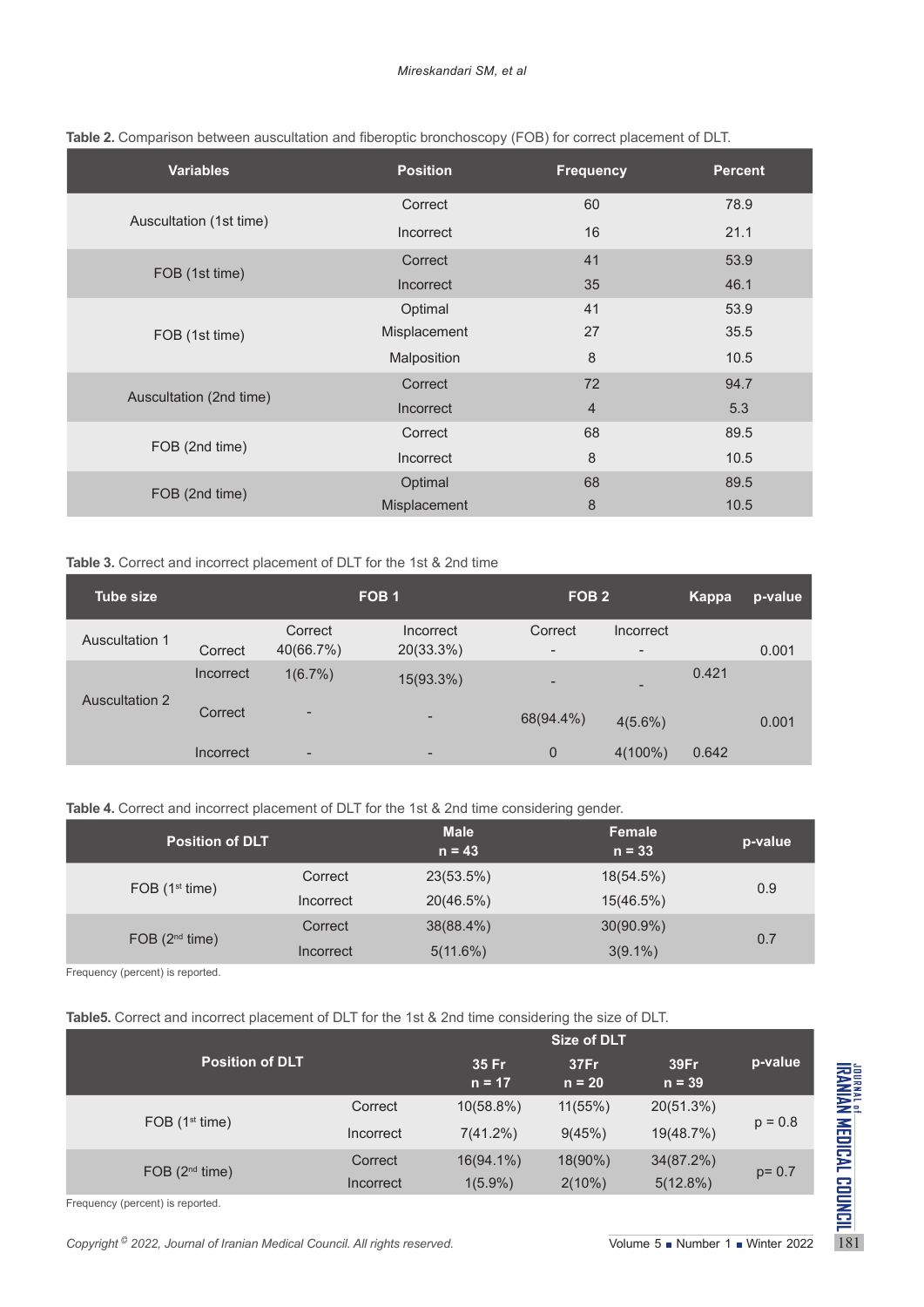**Table 2.** Comparison between auscultation and fiberoptic bronchoscopy (FOB) for correct placement of DLT.

| Variables | Position | Frequency | Percent |
|---|---|---|---|
| Auscultation (1st time) | Correct | 60 | 78.9 |
| | Incorrect | 16 | 21.1 |
| FOB (1st time) | Correct | 41 | 53.9 |
| | Incorrect | 35 | 46.1 |
| FOB (1st time) | Optimal | 41 | 53.9 |
| | Misplacement | 27 | 35.5 |
| | Malposition | 8 | 10.5 |
| Auscultation (2nd time) | Correct | 72 | 94.7 |
| | Incorrect | 4 | 5.3 |
| FOB (2nd time) | Correct | 68 | 89.5 |
| | Incorrect | 8 | 10.5 |
| FOB (2nd time) | Optimal | 68 | 89.5 |
| | Misplacement | 8 | 10.5 |

**Table 3.** Correct and incorrect placement of DLT for the 1st & 2nd time

| Tube size | | FOB 1 | | FOB 2 | | Kappa | p-value |
|---|---|---|---|---|---|---|---|
| | | Correct | Incorrect | Correct | Incorrect | | |
| Auscultation 1 | Correct | 40(66.7%) | 20(33.3%) | - | - | | 0.001 |
| | Incorrect | 1(6.7%) | 15(93.3%) | - | - | 0.421 | |
| Auscultation 2 | Correct | - | - | 68(94.4%) | 4(5.6%) | | 0.001 |
| | Incorrect | - | - | 0 | 4(100%) | 0.642 | |

**Table 4.** Correct and incorrect placement of DLT for the 1st & 2nd time considering gender.

| Position of DLT | | Male n = 43 | Female n = 33 | p-value |
|---|---|---|---|---|
| FOB (1st time) | Correct | 23(53.5%) | 18(54.5%) | 0.9 |
| | Incorrect | 20(46.5%) | 15(46.5%) | |
| FOB (2nd time) | Correct | 38(88.4%) | 30(90.9%) | 0.7 |
| | Incorrect | 5(11.6%) | 3(9.1%) | |

Frequency (percent) is reported.

**Table5.** Correct and incorrect placement of DLT for the 1st & 2nd time considering the size of DLT.

| Position of DLT | | Size of DLT | | | p-value |
|---|---|---|---|---|---|
| | | 35 Fr n = 17 | 37Fr n = 20 | 39Fr n = 39 | |
| FOB (1st time) | Correct | 10(58.8%) | 11(55%) | 20(51.3%) | p = 0.8 |
| | Incorrect | 7(41.2%) | 9(45%) | 19(48.7%) | |
| FOB (2nd time) | Correct | 16(94.1%) | 18(90%) | 34(87.2%) | p= 0.7 |
| | Incorrect | 1(5.9%) | 2(10%) | 5(12.8%) | |

Frequency (percent) is reported.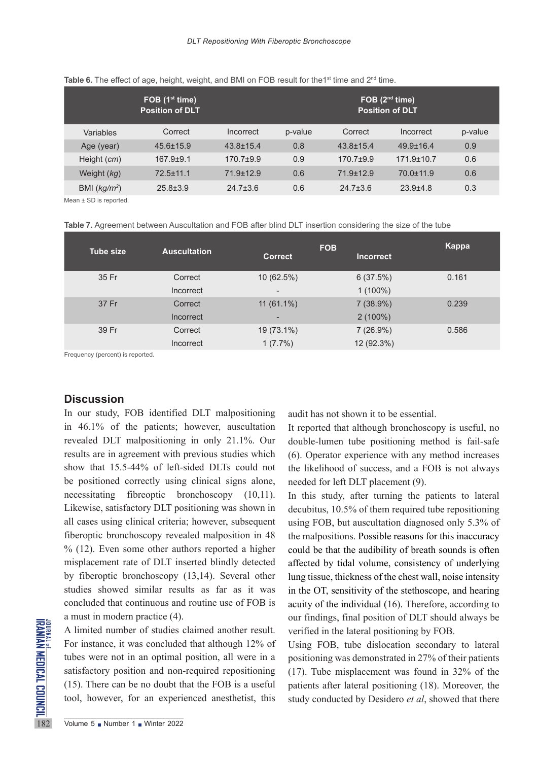**Table 6.** The effect of age, height, weight, and BMI on FOB result for the1[st] time and 2[nd] time.

| | FOB (1[st] time) Position of DLT | | | FOB (2[nd] time) Position of DLT | | |
|---|---|---|---|---|---|---|
| Variables | Correct | Incorrect | p-value | Correct | Incorrect | p-value |
| Age (year) | 45.6±15.9 | 43.8±15.4 | 0.8 | 43.8±15.4 | 49.9±16.4 | 0.9 |
| Height (*cm*) | 167.9±9.1 | 170.7±9.9 | 0.9 | 170.7±9.9 | 171.9±10.7 | 0.6 |
| Weight (*kg*) | 72.5±11.1 | 71.9±12.9 | 0.6 | 71.9±12.9 | 70.0±11.9 | 0.6 |
| BMI ($kg/m^2$) | 25.8±3.9 | 24.7±3.6 | 0.6 | 24.7±3.6 | 23.9±4.8 | 0.3 |

Mean ± SD is reported.

**Table 7.** Agreement between Auscultation and FOB after blind DLT insertion considering the size of the tube

| Tube size | Auscultation | FOB Correct | FOB Incorrect | Kappa |
|---|---|---|---|---|
| 35 Fr | Correct | 10 (62.5%) | 6 (37.5%) | 0.161 |
| | Incorrect | - | 1 (100%) | |
| 37 Fr | Correct | 11 (61.1%) | 7 (38.9%) | 0.239 |
| | Incorrect | - | 2 (100%) | |
| 39 Fr | Correct | 19 (73.1%) | 7 (26.9%) | 0.586 |
| | Incorrect | 1 (7.7%) | 12 (92.3%) | |

Frequency (percent) is reported.

## Discussion

In our study, FOB identified DLT malpositioning in 46.1% of the patients; however, auscultation revealed DLT malpositioning in only 21.1%. Our results are in agreement with previous studies which show that 15.5-44% of left-sided DLTs could not be positioned correctly using clinical signs alone, necessitating fibreoptic bronchoscopy (10,11). Likewise, satisfactory DLT positioning was shown in all cases using clinical criteria; however, subsequent fiberoptic bronchoscopy revealed malposition in 48 % (12). Even some other authors reported a higher misplacement rate of DLT inserted blindly detected by fiberoptic bronchoscopy (13,14). Several other studies showed similar results as far as it was concluded that continuous and routine use of FOB is a must in modern practice (4).

A limited number of studies claimed another result. For instance, it was concluded that although 12% of tubes were not in an optimal position, all were in a satisfactory position and non-required repositioning (15). There can be no doubt that the FOB is a useful tool, however, for an experienced anesthetist, this audit has not shown it to be essential.

It reported that although bronchoscopy is useful, no double-lumen tube positioning method is fail-safe (6). Operator experience with any method increases the likelihood of success, and a FOB is not always needed for left DLT placement (9).

In this study, after turning the patients to lateral decubitus, 10.5% of them required tube repositioning using FOB, but auscultation diagnosed only 5.3% of the malpositions. Possible reasons for this inaccuracy could be that the audibility of breath sounds is often affected by tidal volume, consistency of underlying lung tissue, thickness of the chest wall, noise intensity in the OT, sensitivity of the stethoscope, and hearing acuity of the individual (16). Therefore, according to our findings, final position of DLT should always be verified in the lateral positioning by FOB.

Using FOB, tube dislocation secondary to lateral positioning was demonstrated in 27% of their patients (17). Tube misplacement was found in 32% of the patients after lateral positioning (18). Moreover, the study conducted by Desidero *et al*, showed that there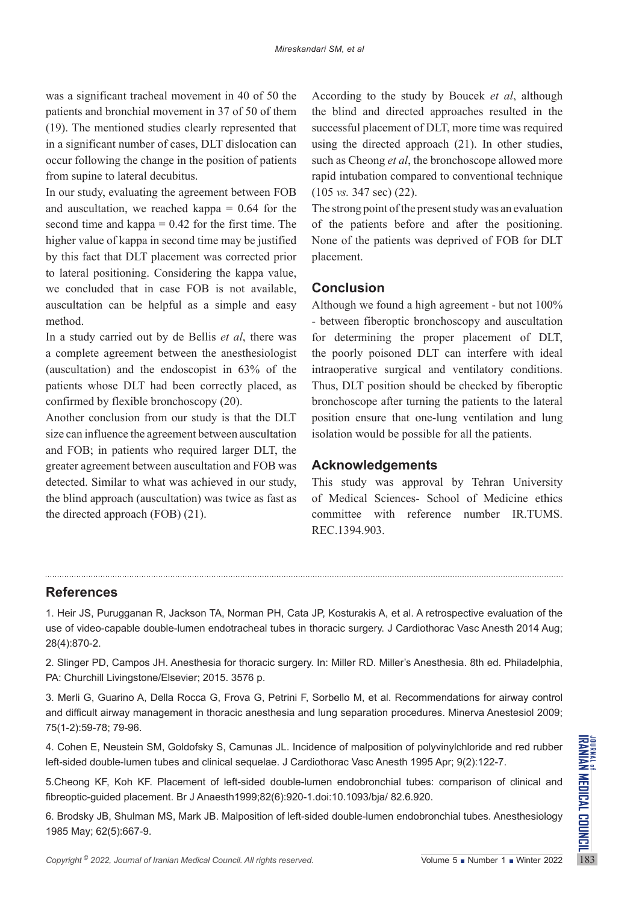was a significant tracheal movement in 40 of 50 the patients and bronchial movement in 37 of 50 of them (19). The mentioned studies clearly represented that in a significant number of cases, DLT dislocation can occur following the change in the position of patients from supine to lateral decubitus.

In our study, evaluating the agreement between FOB and auscultation, we reached kappa = 0.64 for the second time and kappa = 0.42 for the first time. The higher value of kappa in second time may be justified by this fact that DLT placement was corrected prior to lateral positioning. Considering the kappa value, we concluded that in case FOB is not available, auscultation can be helpful as a simple and easy method.

In a study carried out by de Bellis *et al*, there was a complete agreement between the anesthesiologist (auscultation) and the endoscopist in 63% of the patients whose DLT had been correctly placed, as confirmed by flexible bronchoscopy (20).

Another conclusion from our study is that the DLT size can influence the agreement between auscultation and FOB; in patients who required larger DLT, the greater agreement between auscultation and FOB was detected. Similar to what was achieved in our study, the blind approach (auscultation) was twice as fast as the directed approach (FOB) (21).

According to the study by Boucek *et al*, although the blind and directed approaches resulted in the successful placement of DLT, more time was required using the directed approach (21). In other studies, such as Cheong *et al*, the bronchoscope allowed more rapid intubation compared to conventional technique (105 *vs.* 347 sec) (22).

The strong point of the present study was an evaluation of the patients before and after the positioning. None of the patients was deprived of FOB for DLT placement.

## Conclusion

Although we found a high agreement - but not 100% - between fiberoptic bronchoscopy and auscultation for determining the proper placement of DLT, the poorly poisoned DLT can interfere with ideal intraoperative surgical and ventilatory conditions. Thus, DLT position should be checked by fiberoptic bronchoscope after turning the patients to the lateral position ensure that one-lung ventilation and lung isolation would be possible for all the patients.

## Acknowledgements

This study was approval by Tehran University of Medical Sciences- School of Medicine ethics committee with reference number IR.TUMS.REC.1394.903.

## References

1. Heir JS, Purugganan R, Jackson TA, Norman PH, Cata JP, Kosturakis A, et al. A retrospective evaluation of the use of video-capable double-lumen endotracheal tubes in thoracic surgery. J Cardiothorac Vasc Anesth 2014 Aug; 28(4):870-2.

2. Slinger PD, Campos JH. Anesthesia for thoracic surgery. In: Miller RD. Miller's Anesthesia. 8th ed. Philadelphia, PA: Churchill Livingstone/Elsevier; 2015. 3576 p.

3. Merli G, Guarino A, Della Rocca G, Frova G, Petrini F, Sorbello M, et al. Recommendations for airway control and difficult airway management in thoracic anesthesia and lung separation procedures. Minerva Anestesiol 2009; 75(1-2):59-78; 79-96.

4. Cohen E, Neustein SM, Goldofsky S, Camunas JL. Incidence of malposition of polyvinylchloride and red rubber left-sided double-lumen tubes and clinical sequelae. J Cardiothorac Vasc Anesth 1995 Apr; 9(2):122-7.

5.Cheong KF, Koh KF. Placement of left-sided double-lumen endobronchial tubes: comparison of clinical and fibreoptic-guided placement. Br J Anaesth1999;82(6):920-1.doi:10.1093/bja/ 82.6.920.

6. Brodsky JB, Shulman MS, Mark JB. Malposition of left-sided double-lumen endobronchial tubes. Anesthesiology 1985 May; 62(5):667-9.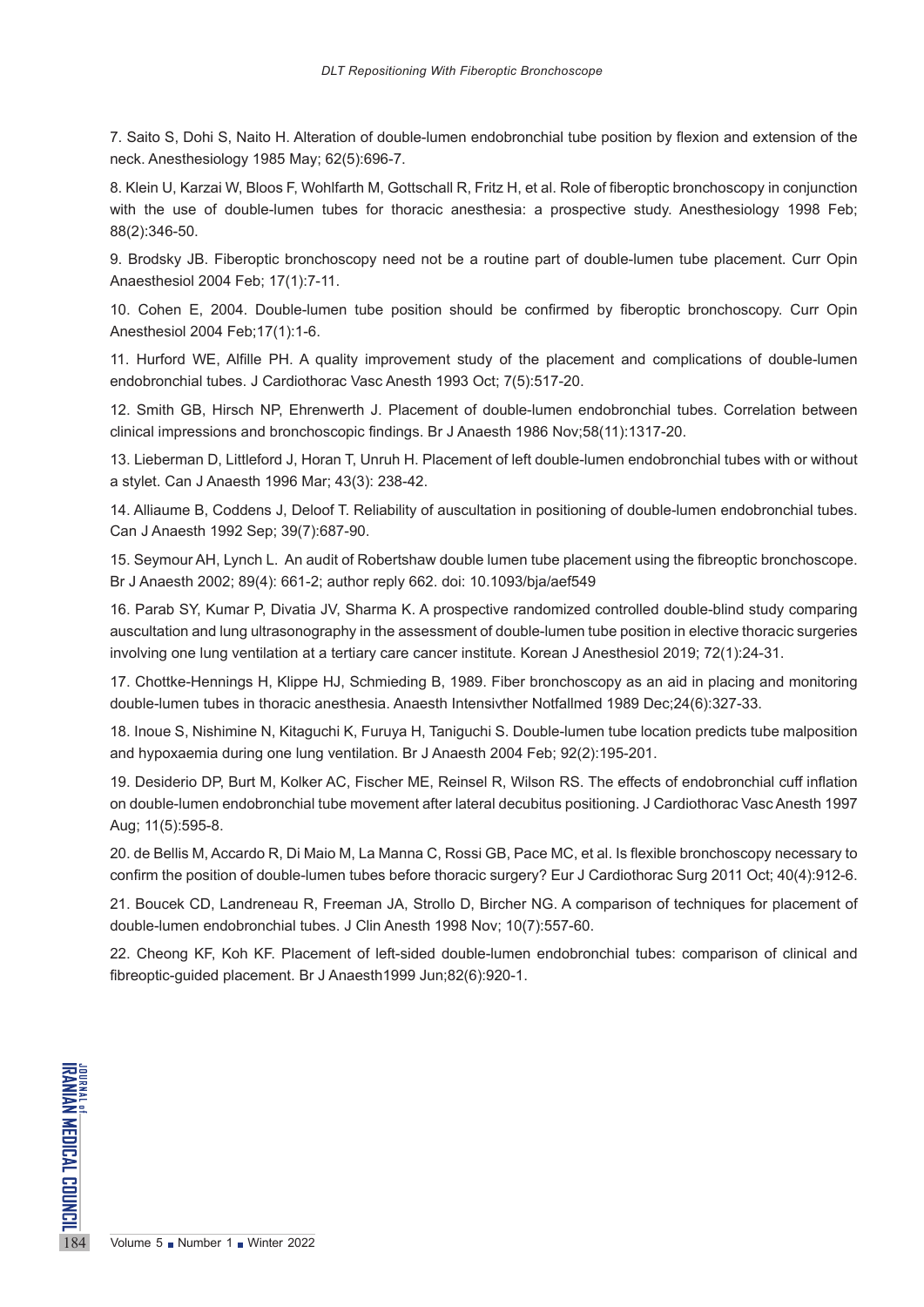7. Saito S, Dohi S, Naito H. Alteration of double-lumen endobronchial tube position by flexion and extension of the neck. Anesthesiology 1985 May; 62(5):696-7.

8. Klein U, Karzai W, Bloos F, Wohlfarth M, Gottschall R, Fritz H, et al. Role of fiberoptic bronchoscopy in conjunction with the use of double-lumen tubes for thoracic anesthesia: a prospective study. Anesthesiology 1998 Feb; 88(2):346-50.

9. Brodsky JB. Fiberoptic bronchoscopy need not be a routine part of double-lumen tube placement. Curr Opin Anaesthesiol 2004 Feb; 17(1):7-11.

10. Cohen E, 2004. Double-lumen tube position should be confirmed by fiberoptic bronchoscopy. Curr Opin Anesthesiol 2004 Feb;17(1):1-6.

11. Hurford WE, Alfille PH. A quality improvement study of the placement and complications of double-lumen endobronchial tubes. J Cardiothorac Vasc Anesth 1993 Oct; 7(5):517-20.

12. Smith GB, Hirsch NP, Ehrenwerth J. Placement of double-lumen endobronchial tubes. Correlation between clinical impressions and bronchoscopic findings. Br J Anaesth 1986 Nov;58(11):1317-20.

13. Lieberman D, Littleford J, Horan T, Unruh H. Placement of left double-lumen endobronchial tubes with or without a stylet. Can J Anaesth 1996 Mar; 43(3): 238-42.

14. Alliaume B, Coddens J, Deloof T. Reliability of auscultation in positioning of double-lumen endobronchial tubes. Can J Anaesth 1992 Sep; 39(7):687-90.

15. Seymour AH, Lynch L. An audit of Robertshaw double lumen tube placement using the fibreoptic bronchoscope. Br J Anaesth 2002; 89(4): 661-2; author reply 662. doi: 10.1093/bja/aef549

16. Parab SY, Kumar P, Divatia JV, Sharma K. A prospective randomized controlled double-blind study comparing auscultation and lung ultrasonography in the assessment of double-lumen tube position in elective thoracic surgeries involving one lung ventilation at a tertiary care cancer institute. Korean J Anesthesiol 2019; 72(1):24-31.

17. Chottke-Hennings H, Klippe HJ, Schmieding B, 1989. Fiber bronchoscopy as an aid in placing and monitoring double-lumen tubes in thoracic anesthesia. Anaesth Intensivther Notfallmed 1989 Dec;24(6):327-33.

18. Inoue S, Nishimine N, Kitaguchi K, Furuya H, Taniguchi S. Double-lumen tube location predicts tube malposition and hypoxaemia during one lung ventilation. Br J Anaesth 2004 Feb; 92(2):195-201.

19. Desiderio DP, Burt M, Kolker AC, Fischer ME, Reinsel R, Wilson RS. The effects of endobronchial cuff inflation on double-lumen endobronchial tube movement after lateral decubitus positioning. J Cardiothorac Vasc Anesth 1997 Aug; 11(5):595-8.

20. de Bellis M, Accardo R, Di Maio M, La Manna C, Rossi GB, Pace MC, et al. Is flexible bronchoscopy necessary to confirm the position of double-lumen tubes before thoracic surgery? Eur J Cardiothorac Surg 2011 Oct; 40(4):912-6.

21. Boucek CD, Landreneau R, Freeman JA, Strollo D, Bircher NG. A comparison of techniques for placement of double-lumen endobronchial tubes. J Clin Anesth 1998 Nov; 10(7):557-60.

22. Cheong KF, Koh KF. Placement of left-sided double-lumen endobronchial tubes: comparison of clinical and fibreoptic-guided placement. Br J Anaesth1999 Jun;82(6):920-1.